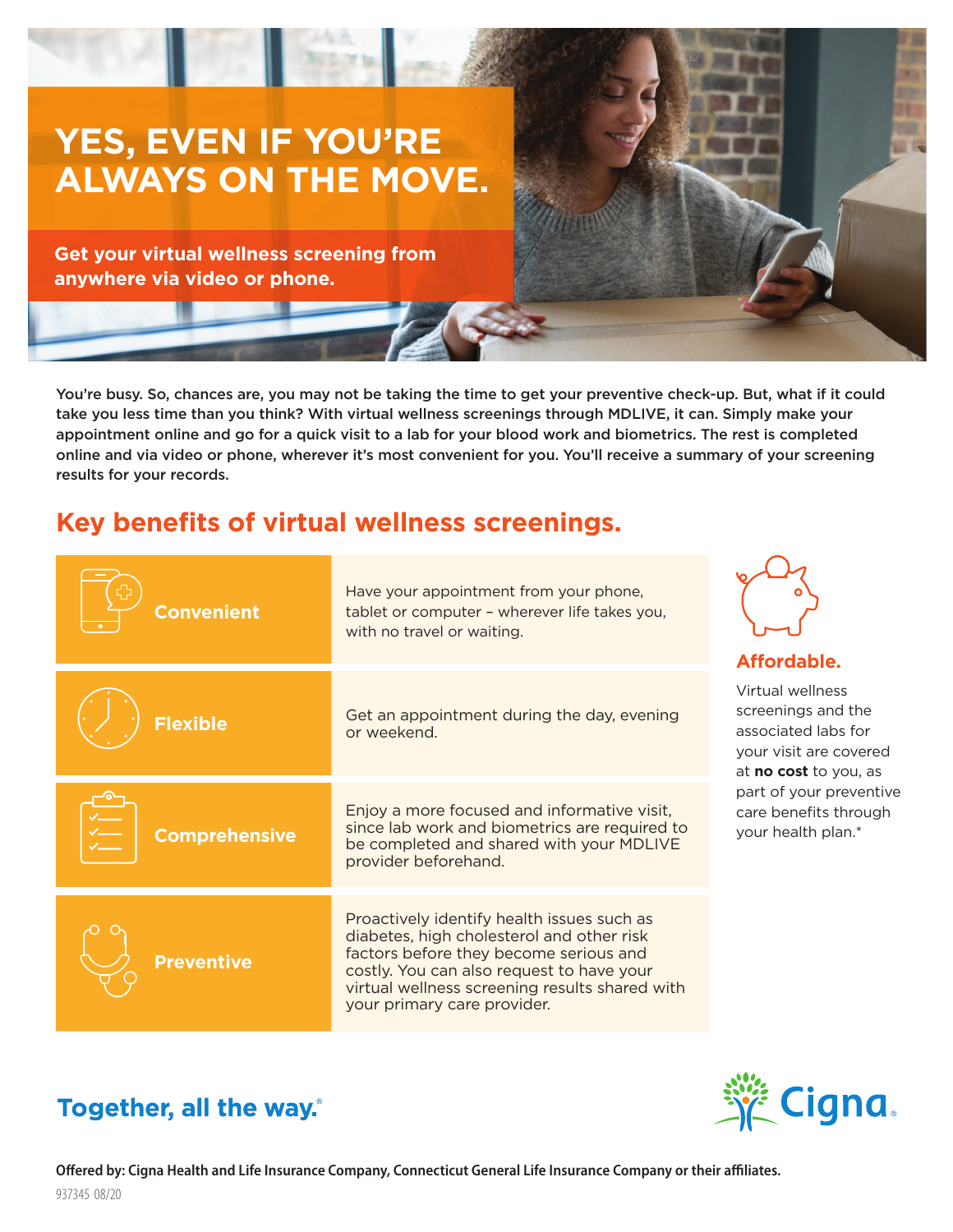# YES, EVEN IF YOU'RE ALWAYS ON THE MOVE.

**Get your virtual wellness screening from anywhere via video or phone.**

**You're busy. So, chances are, you may not be taking the time to get your preventive check-up. But, what if it could take you less time than you think? With virtual wellness screenings through MDLIVE, it can. Simply make your appointment online and go for a quick visit to a lab for your blood work and biometrics. The rest is completed online and via video or phone, wherever it's most convenient for you. You'll receive a summary of your screening results for your records.**

## Key benefits of virtual wellness screenings.

| | |
|---|---|
| **Convenient** | Have your appointment from your phone, tablet or computer – wherever life takes you, with no travel or waiting. |
| **Flexible** | Get an appointment during the day, evening or weekend. |
| **Comprehensive** | Enjoy a more focused and informative visit, since lab work and biometrics are required to be completed and shared with your MDLIVE provider beforehand. |
| **Preventive** | Proactively identify health issues such as diabetes, high cholesterol and other risk factors before they become serious and costly. You can also request to have your virtual wellness screening results shared with your primary care provider. |

### Affordable.

Virtual wellness screenings and the associated labs for your visit are covered at **no cost** to you, as part of your preventive care benefits through your health plan.*

**Together, all the way.®**

Cigna.

**Offered by: Cigna Health and Life Insurance Company, Connecticut General Life Insurance Company or their affiliates.**

937345 08/20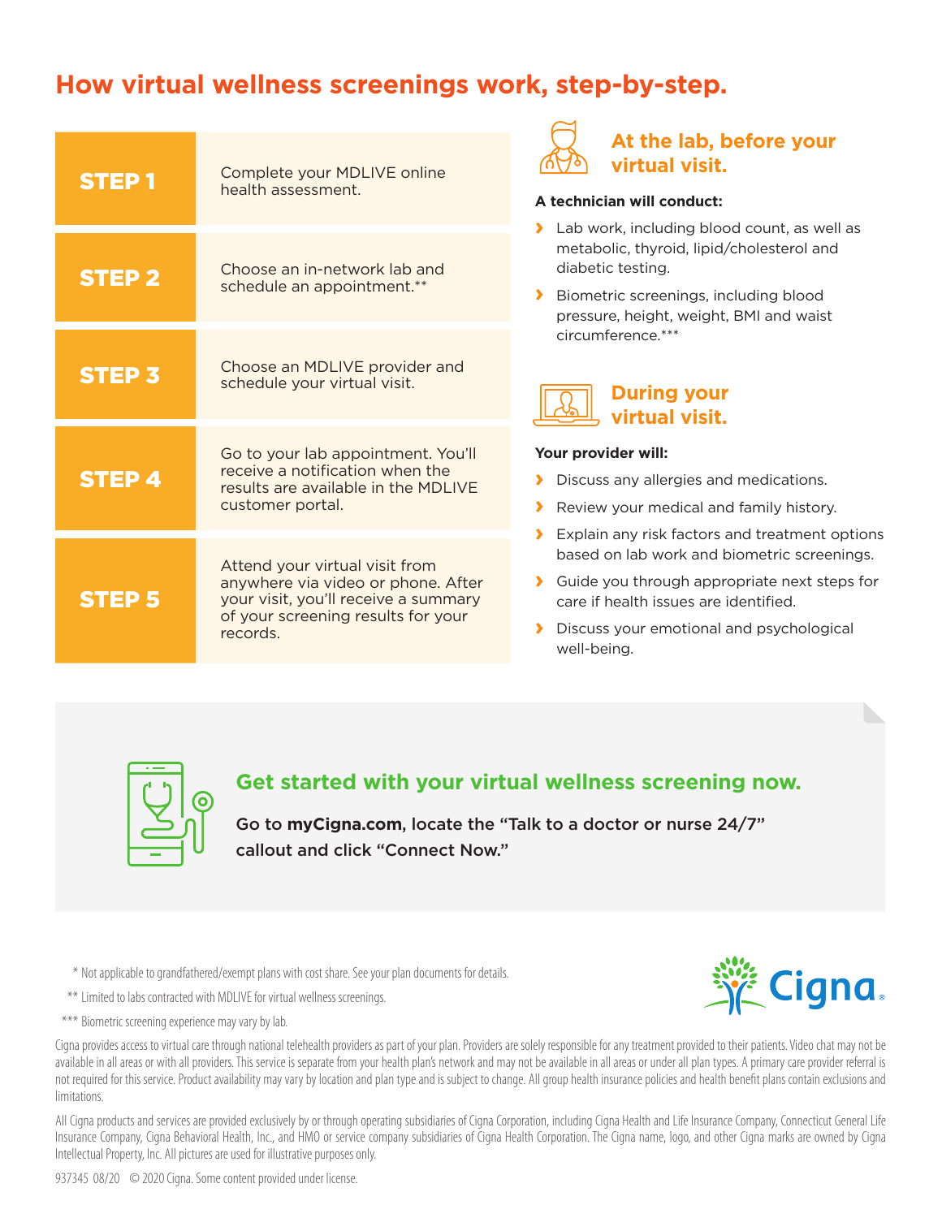# How virtual wellness screenings work, step-by-step.

| | |
|---|---|
| **STEP 1** | Complete your MDLIVE online health assessment. |
| **STEP 2** | Choose an in-network lab and schedule an appointment.** |
| **STEP 3** | Choose an MDLIVE provider and schedule your virtual visit. |
| **STEP 4** | Go to your lab appointment. You'll receive a notification when the results are available in the MDLIVE customer portal. |
| **STEP 5** | Attend your virtual visit from anywhere via video or phone. After your visit, you'll receive a summary of your screening results for your records. |

## At the lab, before your virtual visit.

**A technician will conduct:**

- Lab work, including blood count, as well as metabolic, thyroid, lipid/cholesterol and diabetic testing.
- Biometric screenings, including blood pressure, height, weight, BMI and waist circumference.***

## During your virtual visit.

**Your provider will:**

- Discuss any allergies and medications.
- Review your medical and family history.
- Explain any risk factors and treatment options based on lab work and biometric screenings.
- Guide you through appropriate next steps for care if health issues are identified.
- Discuss your emotional and psychological well-being.

## Get started with your virtual wellness screening now.

Go to **myCigna.com**, locate the "Talk to a doctor or nurse 24/7" callout and click "Connect Now."

\* Not applicable to grandfathered/exempt plans with cost share. See your plan documents for details.

** Limited to labs contracted with MDLIVE for virtual wellness screenings.

*** Biometric screening experience may vary by lab.

Cigna provides access to virtual care through national telehealth providers as part of your plan. Providers are solely responsible for any treatment provided to their patients. Video chat may not be available in all areas or with all providers. This service is separate from your health plan's network and may not be available in all areas or under all plan types. A primary care provider referral is not required for this service. Product availability may vary by location and plan type and is subject to change. All group health insurance policies and health benefit plans contain exclusions and limitations.

All Cigna products and services are provided exclusively by or through operating subsidiaries of Cigna Corporation, including Cigna Health and Life Insurance Company, Connecticut General Life Insurance Company, Cigna Behavioral Health, Inc., and HMO or service company subsidiaries of Cigna Health Corporation. The Cigna name, logo, and other Cigna marks are owned by Cigna Intellectual Property, Inc. All pictures are used for illustrative purposes only.

937345 08/20 © 2020 Cigna. Some content provided under license.